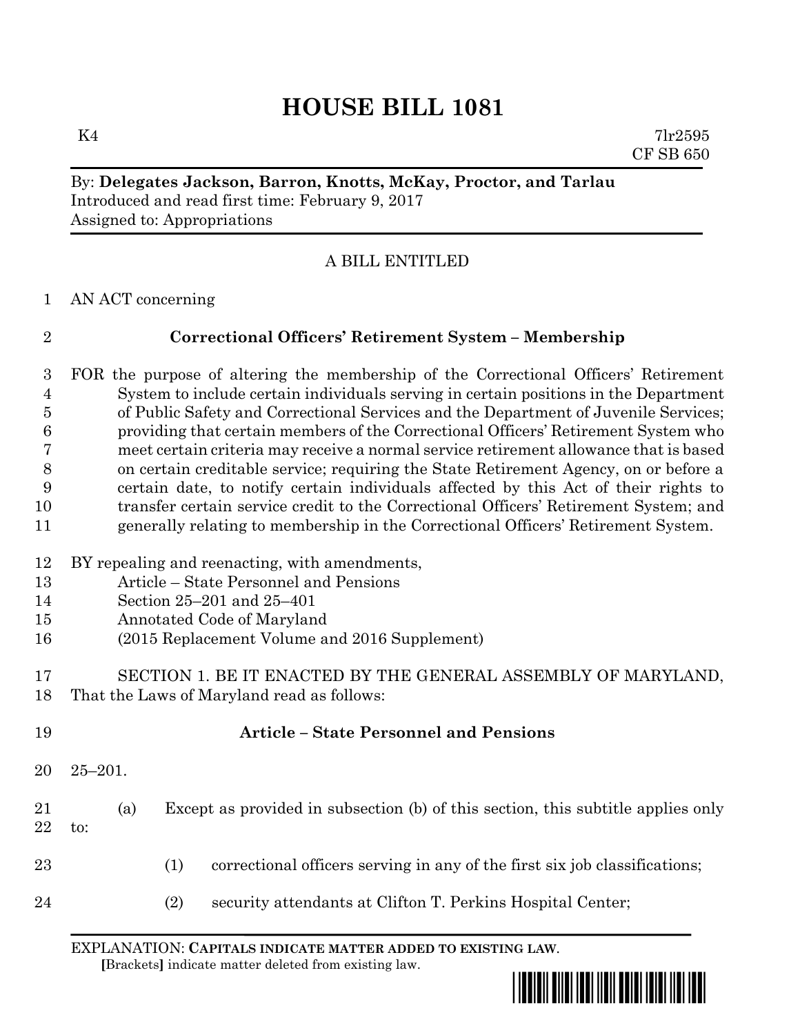# HOUSE BILL 1081

K4 7lr2595
CF SB 650

By: **Delegates Jackson, Barron, Knotts, McKay, Proctor, and Tarlau**
Introduced and read first time: February 9, 2017
Assigned to: Appropriations

A BILL ENTITLED

1 AN ACT concerning

2 **Correctional Officers' Retirement System – Membership**

3 FOR the purpose of altering the membership of the Correctional Officers' Retirement
4 System to include certain individuals serving in certain positions in the Department
5 of Public Safety and Correctional Services and the Department of Juvenile Services;
6 providing that certain members of the Correctional Officers' Retirement System who
7 meet certain criteria may receive a normal service retirement allowance that is based
8 on certain creditable service; requiring the State Retirement Agency, on or before a
9 certain date, to notify certain individuals affected by this Act of their rights to
10 transfer certain service credit to the Correctional Officers' Retirement System; and
11 generally relating to membership in the Correctional Officers' Retirement System.

12 BY repealing and reenacting, with amendments,
13 Article – State Personnel and Pensions
14 Section 25–201 and 25–401
15 Annotated Code of Maryland
16 (2015 Replacement Volume and 2016 Supplement)

17 SECTION 1. BE IT ENACTED BY THE GENERAL ASSEMBLY OF MARYLAND,
18 That the Laws of Maryland read as follows:

19 **Article – State Personnel and Pensions**

20 25–201.

21 (a) Except as provided in subsection (b) of this section, this subtitle applies only
22 to:

23 (1) correctional officers serving in any of the first six job classifications;

24 (2) security attendants at Clifton T. Perkins Hospital Center;

EXPLANATION: **CAPITALS INDICATE MATTER ADDED TO EXISTING LAW.**
**[**Brackets**]** indicate matter deleted from existing law.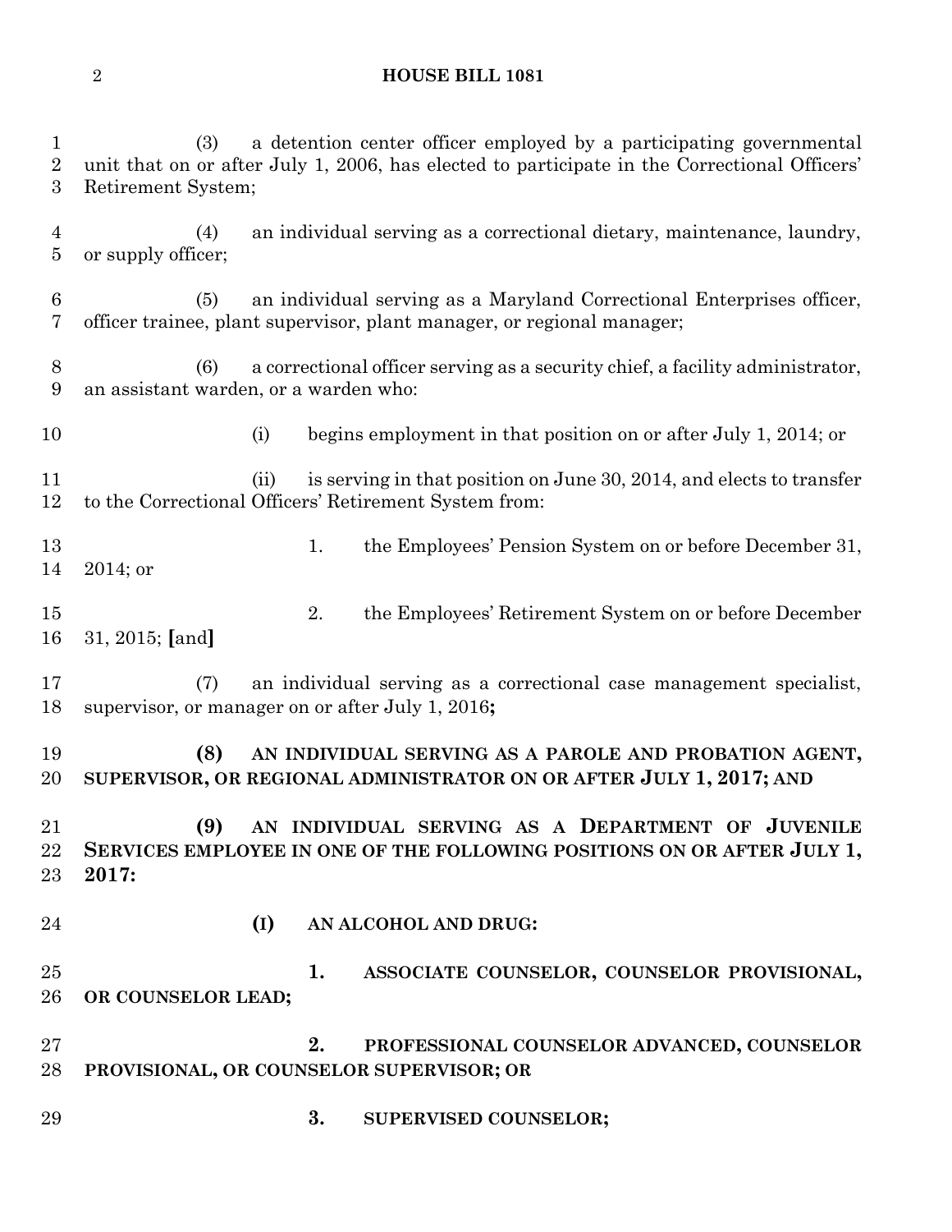(3) a detention center officer employed by a participating governmental unit that on or after July 1, 2006, has elected to participate in the Correctional Officers' Retirement System;

(4) an individual serving as a correctional dietary, maintenance, laundry, or supply officer;

(5) an individual serving as a Maryland Correctional Enterprises officer, officer trainee, plant supervisor, plant manager, or regional manager;

(6) a correctional officer serving as a security chief, a facility administrator, an assistant warden, or a warden who:

(i) begins employment in that position on or after July 1, 2014; or

(ii) is serving in that position on June 30, 2014, and elects to transfer to the Correctional Officers' Retirement System from:

1. the Employees' Pension System on or before December 31, 2014; or

2. the Employees' Retirement System on or before December 31, 2015; **[**and**]**

(7) an individual serving as a correctional case management specialist, supervisor, or manager on or after July 1, 2016**;**

**(8) AN INDIVIDUAL SERVING AS A PAROLE AND PROBATION AGENT, SUPERVISOR, OR REGIONAL ADMINISTRATOR ON OR AFTER JULY 1, 2017; AND**

**(9) AN INDIVIDUAL SERVING AS A DEPARTMENT OF JUVENILE SERVICES EMPLOYEE IN ONE OF THE FOLLOWING POSITIONS ON OR AFTER JULY 1, 2017:**

**(I) AN ALCOHOL AND DRUG:**

**1. ASSOCIATE COUNSELOR, COUNSELOR PROVISIONAL, OR COUNSELOR LEAD;**

**2. PROFESSIONAL COUNSELOR ADVANCED, COUNSELOR PROVISIONAL, OR COUNSELOR SUPERVISOR; OR**

**3. SUPERVISED COUNSELOR;**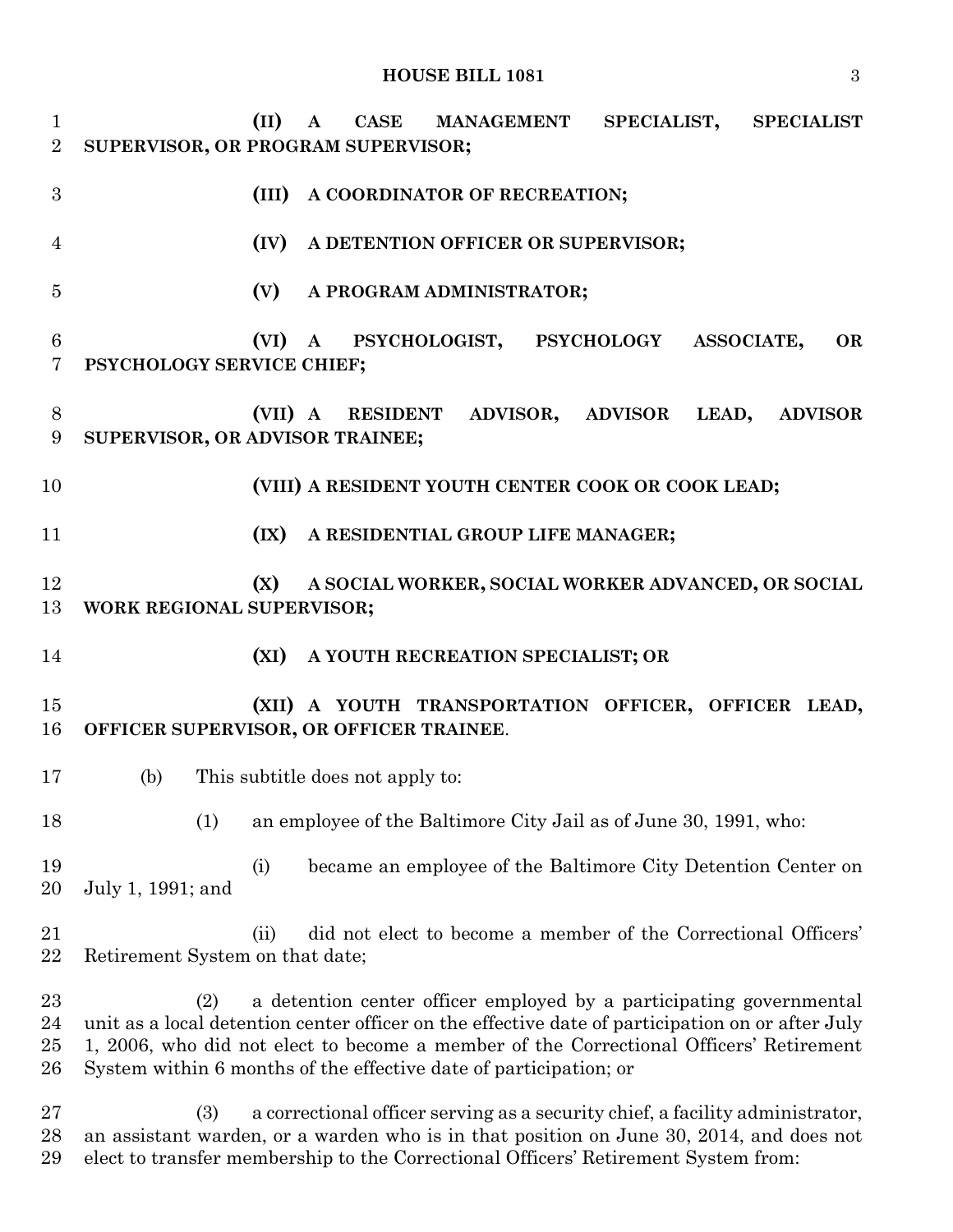**(II) A CASE MANAGEMENT SPECIALIST, SPECIALIST SUPERVISOR, OR PROGRAM SUPERVISOR;**

**(III) A COORDINATOR OF RECREATION;**

**(IV) A DETENTION OFFICER OR SUPERVISOR;**

**(V) A PROGRAM ADMINISTRATOR;**

**(VI) A PSYCHOLOGIST, PSYCHOLOGY ASSOCIATE, OR PSYCHOLOGY SERVICE CHIEF;**

**(VII) A RESIDENT ADVISOR, ADVISOR LEAD, ADVISOR SUPERVISOR, OR ADVISOR TRAINEE;**

**(VIII) A RESIDENT YOUTH CENTER COOK OR COOK LEAD;**

**(IX) A RESIDENTIAL GROUP LIFE MANAGER;**

**(X) A SOCIAL WORKER, SOCIAL WORKER ADVANCED, OR SOCIAL WORK REGIONAL SUPERVISOR;**

**(XI) A YOUTH RECREATION SPECIALIST; OR**

**(XII) A YOUTH TRANSPORTATION OFFICER, OFFICER LEAD, OFFICER SUPERVISOR, OR OFFICER TRAINEE**.

(b) This subtitle does not apply to:

(1) an employee of the Baltimore City Jail as of June 30, 1991, who:

(i) became an employee of the Baltimore City Detention Center on July 1, 1991; and

(ii) did not elect to become a member of the Correctional Officers' Retirement System on that date;

(2) a detention center officer employed by a participating governmental unit as a local detention center officer on the effective date of participation on or after July 1, 2006, who did not elect to become a member of the Correctional Officers' Retirement System within 6 months of the effective date of participation; or

(3) a correctional officer serving as a security chief, a facility administrator, an assistant warden, or a warden who is in that position on June 30, 2014, and does not elect to transfer membership to the Correctional Officers' Retirement System from: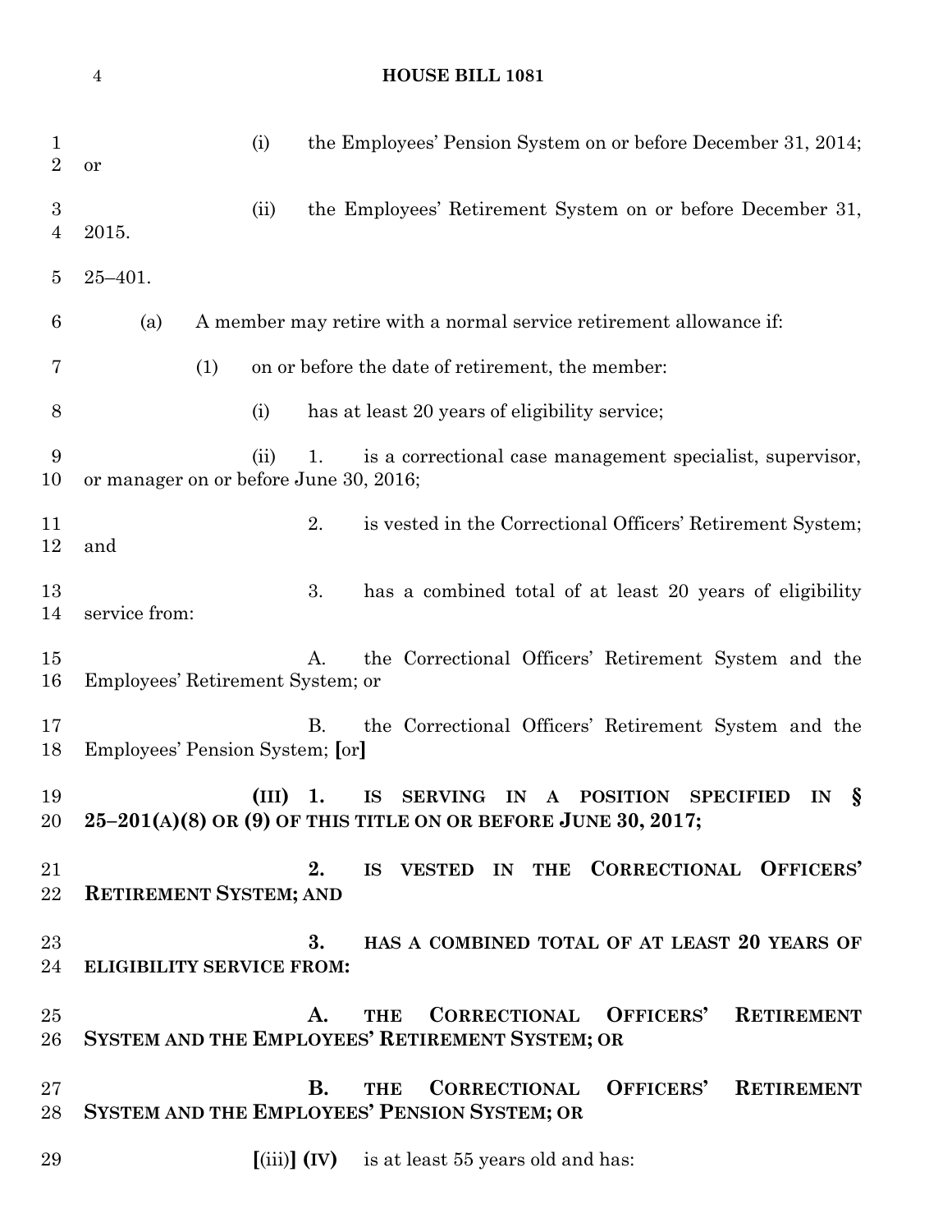(i) the Employees' Pension System on or before December 31, 2014; or

(ii) the Employees' Retirement System on or before December 31, 2015.

25–401.

(a) A member may retire with a normal service retirement allowance if:

(1) on or before the date of retirement, the member:

(i) has at least 20 years of eligibility service;

(ii) 1. is a correctional case management specialist, supervisor, or manager on or before June 30, 2016;

2. is vested in the Correctional Officers' Retirement System; and

3. has a combined total of at least 20 years of eligibility service from:

A. the Correctional Officers' Retirement System and the Employees' Retirement System; or

B. the Correctional Officers' Retirement System and the Employees' Pension System; [or]

**(III) 1. IS SERVING IN A POSITION SPECIFIED IN § 25–201(A)(8) OR (9) OF THIS TITLE ON OR BEFORE JUNE 30, 2017;**

**2. IS VESTED IN THE CORRECTIONAL OFFICERS' RETIREMENT SYSTEM; AND**

**3. HAS A COMBINED TOTAL OF AT LEAST 20 YEARS OF ELIGIBILITY SERVICE FROM:**

**A. THE CORRECTIONAL OFFICERS' RETIREMENT SYSTEM AND THE EMPLOYEES' RETIREMENT SYSTEM; OR**

**B. THE CORRECTIONAL OFFICERS' RETIREMENT SYSTEM AND THE EMPLOYEES' PENSION SYSTEM; OR**

[(iii)] **(IV)** is at least 55 years old and has: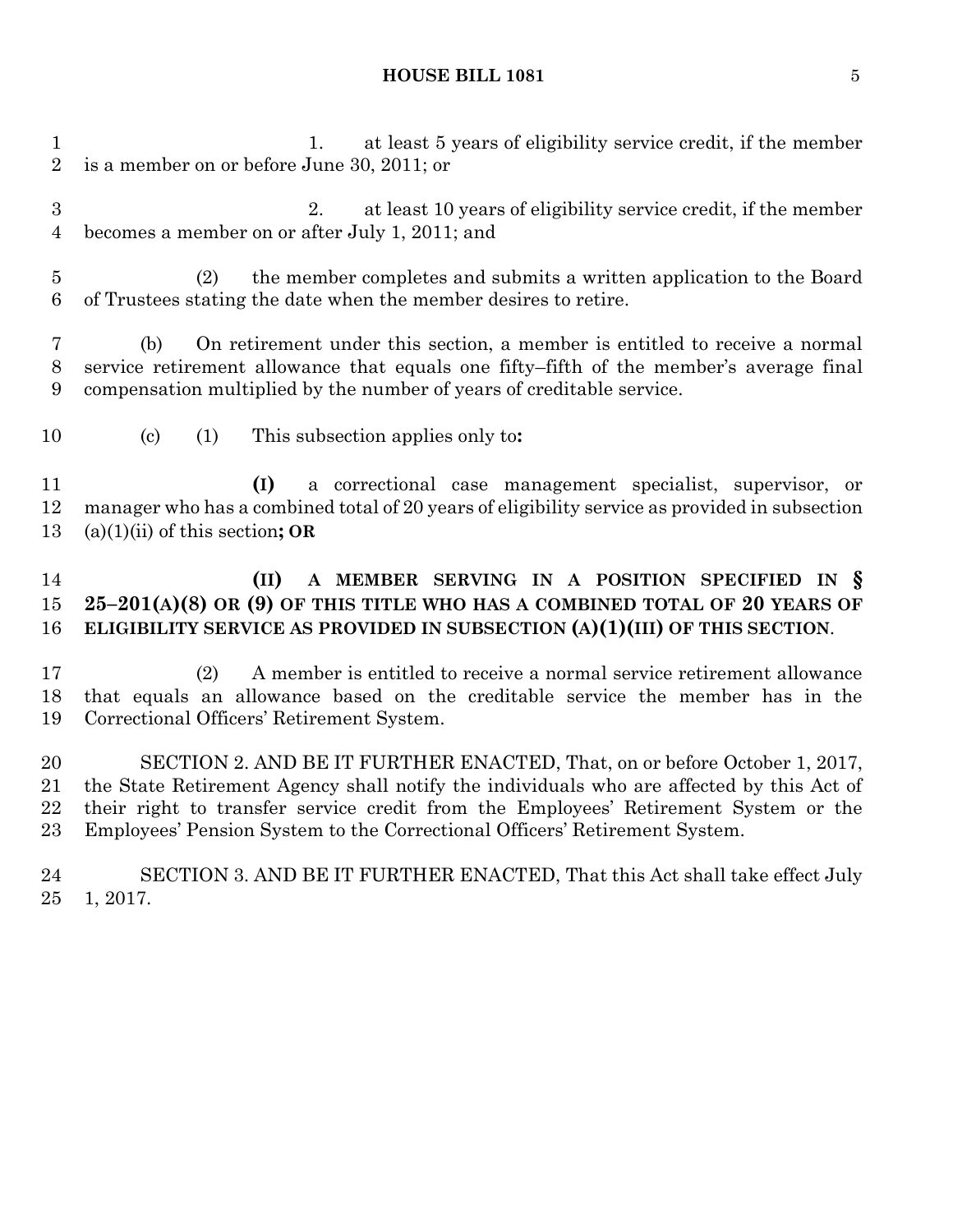1. at least 5 years of eligibility service credit, if the member is a member on or before June 30, 2011; or

2. at least 10 years of eligibility service credit, if the member becomes a member on or after July 1, 2011; and

(2) the member completes and submits a written application to the Board of Trustees stating the date when the member desires to retire.

(b) On retirement under this section, a member is entitled to receive a normal service retirement allowance that equals one fifty–fifth of the member's average final compensation multiplied by the number of years of creditable service.

(c) (1) This subsection applies only to**:**

**(I)** a correctional case management specialist, supervisor, or manager who has a combined total of 20 years of eligibility service as provided in subsection (a)(1)(ii) of this section**; OR**

**(II) A MEMBER SERVING IN A POSITION SPECIFIED IN § 25–201(A)(8) OR (9) OF THIS TITLE WHO HAS A COMBINED TOTAL OF 20 YEARS OF ELIGIBILITY SERVICE AS PROVIDED IN SUBSECTION (A)(1)(III) OF THIS SECTION**.

(2) A member is entitled to receive a normal service retirement allowance that equals an allowance based on the creditable service the member has in the Correctional Officers' Retirement System.

SECTION 2. AND BE IT FURTHER ENACTED, That, on or before October 1, 2017, the State Retirement Agency shall notify the individuals who are affected by this Act of their right to transfer service credit from the Employees' Retirement System or the Employees' Pension System to the Correctional Officers' Retirement System.

SECTION 3. AND BE IT FURTHER ENACTED, That this Act shall take effect July 1, 2017.